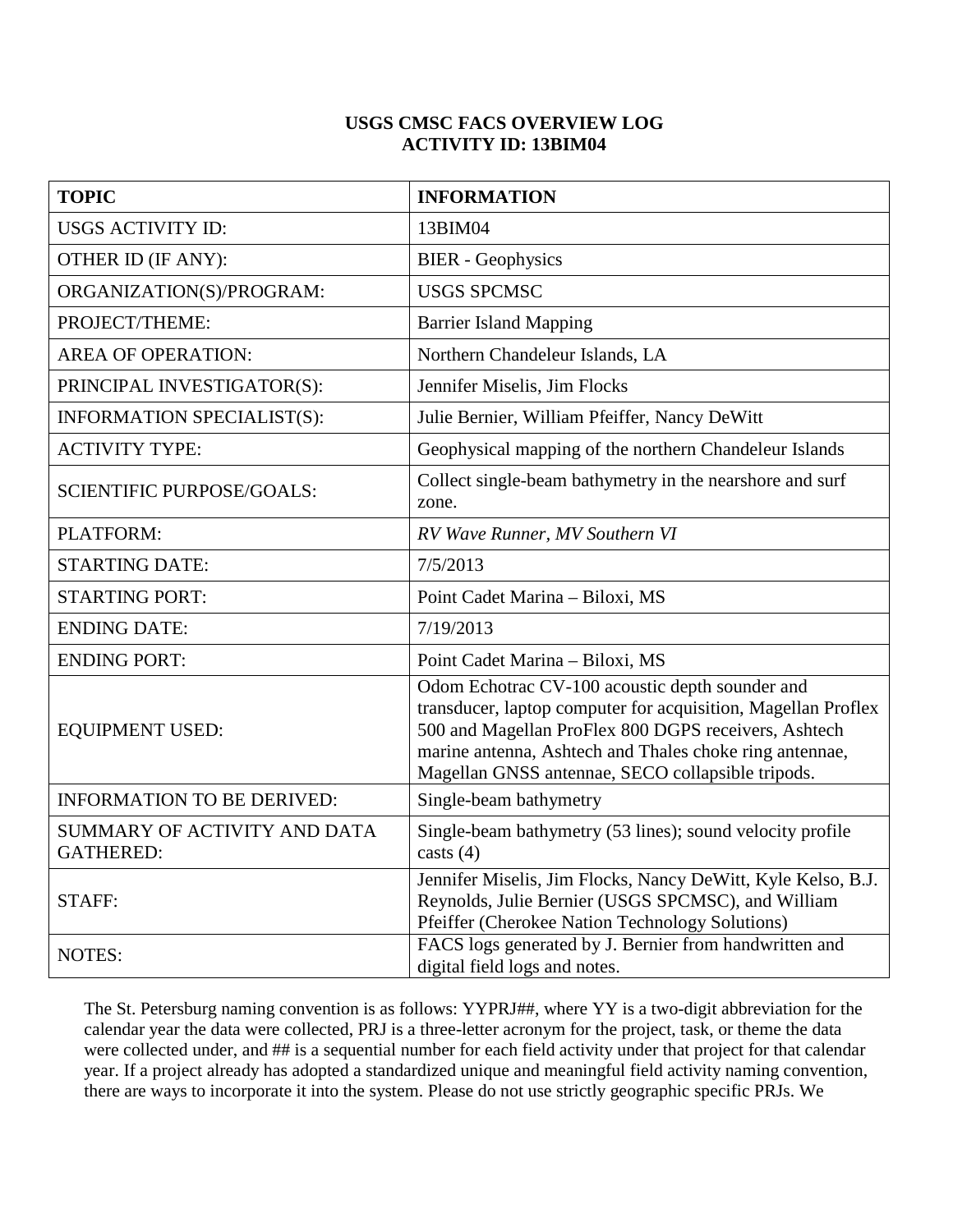# USGS CMSC FACS OVERVIEW LOG
## ACTIVITY ID: 13BIM04

| TOPIC | INFORMATION |
|---|---|
| USGS ACTIVITY ID: | 13BIM04 |
| OTHER ID (IF ANY): | BIER - Geophysics |
| ORGANIZATION(S)/PROGRAM: | USGS SPCMSC |
| PROJECT/THEME: | Barrier Island Mapping |
| AREA OF OPERATION: | Northern Chandeleur Islands, LA |
| PRINCIPAL INVESTIGATOR(S): | Jennifer Miselis, Jim Flocks |
| INFORMATION SPECIALIST(S): | Julie Bernier, William Pfeiffer, Nancy DeWitt |
| ACTIVITY TYPE: | Geophysical mapping of the northern Chandeleur Islands |
| SCIENTIFIC PURPOSE/GOALS: | Collect single-beam bathymetry in the nearshore and surf zone. |
| PLATFORM: | *RV Wave Runner*, *MV Southern VI* |
| STARTING DATE: | 7/5/2013 |
| STARTING PORT: | Point Cadet Marina – Biloxi, MS |
| ENDING DATE: | 7/19/2013 |
| ENDING PORT: | Point Cadet Marina – Biloxi, MS |
| EQUIPMENT USED: | Odom Echotrac CV-100 acoustic depth sounder and transducer, laptop computer for acquisition, Magellan Proflex 500 and Magellan ProFlex 800 DGPS receivers, Ashtech marine antenna, Ashtech and Thales choke ring antennae, Magellan GNSS antennae, SECO collapsible tripods. |
| INFORMATION TO BE DERIVED: | Single-beam bathymetry |
| SUMMARY OF ACTIVITY AND DATA GATHERED: | Single-beam bathymetry (53 lines); sound velocity profile casts (4) |
| STAFF: | Jennifer Miselis, Jim Flocks, Nancy DeWitt, Kyle Kelso, B.J. Reynolds, Julie Bernier (USGS SPCMSC), and William Pfeiffer (Cherokee Nation Technology Solutions) |
| NOTES: | FACS logs generated by J. Bernier from handwritten and digital field logs and notes. |

The St. Petersburg naming convention is as follows: YYPRJ##, where YY is a two-digit abbreviation for the calendar year the data were collected, PRJ is a three-letter acronym for the project, task, or theme the data were collected under, and ## is a sequential number for each field activity under that project for that calendar year. If a project already has adopted a standardized unique and meaningful field activity naming convention, there are ways to incorporate it into the system. Please do not use strictly geographic specific PRJs. We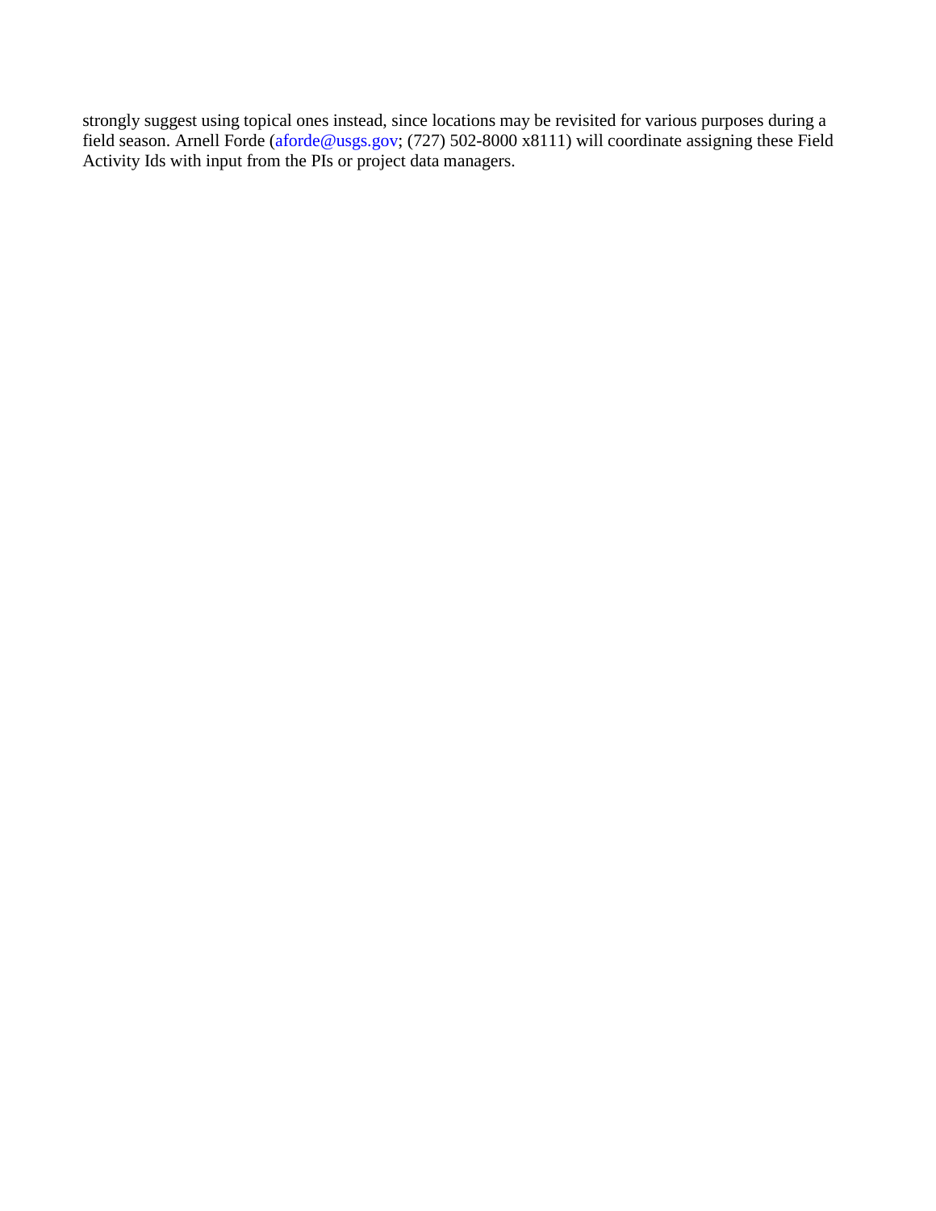strongly suggest using topical ones instead, since locations may be revisited for various purposes during a field season. Arnell Forde (aforde@usgs.gov; (727) 502-8000 x8111) will coordinate assigning these Field Activity Ids with input from the PIs or project data managers.